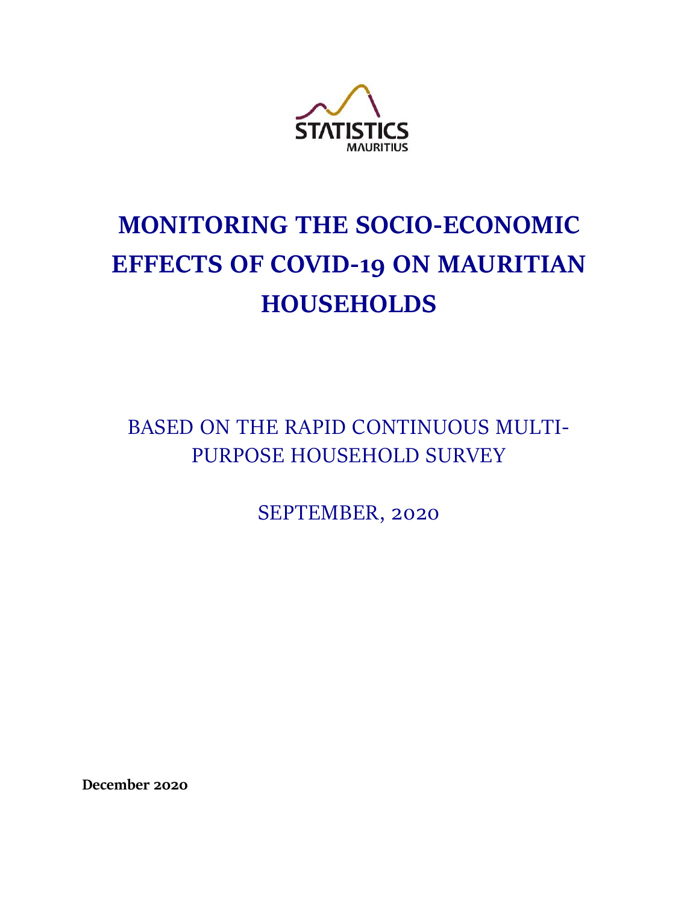STATISTICS MAURITIUS

# MONITORING THE SOCIO-ECONOMIC EFFECTS OF COVID-19 ON MAURITIAN HOUSEHOLDS

## BASED ON THE RAPID CONTINUOUS MULTI-PURPOSE HOUSEHOLD SURVEY

## SEPTEMBER, 2020

**December 2020**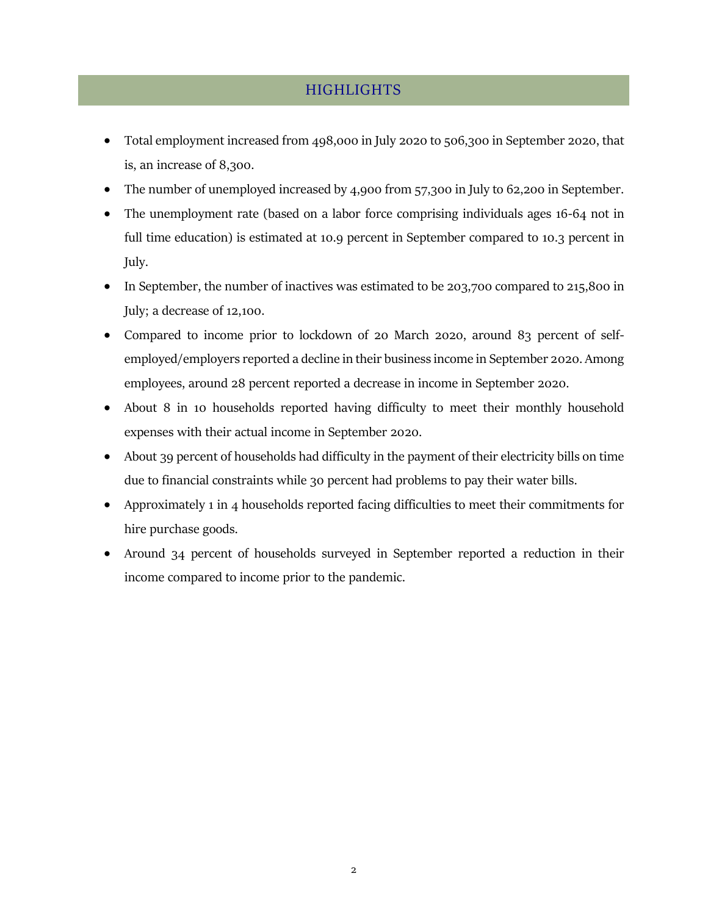# HIGHLIGHTS

- Total employment increased from 498,000 in July 2020 to 506,300 in September 2020, that is, an increase of 8,300.
- The number of unemployed increased by 4,900 from 57,300 in July to 62,200 in September.
- The unemployment rate (based on a labor force comprising individuals ages 16-64 not in full time education) is estimated at 10.9 percent in September compared to 10.3 percent in July.
- In September, the number of inactives was estimated to be 203,700 compared to 215,800 in July; a decrease of 12,100.
- Compared to income prior to lockdown of 20 March 2020, around 83 percent of self-employed/employers reported a decline in their business income in September 2020. Among employees, around 28 percent reported a decrease in income in September 2020.
- About 8 in 10 households reported having difficulty to meet their monthly household expenses with their actual income in September 2020.
- About 39 percent of households had difficulty in the payment of their electricity bills on time due to financial constraints while 30 percent had problems to pay their water bills.
- Approximately 1 in 4 households reported facing difficulties to meet their commitments for hire purchase goods.
- Around 34 percent of households surveyed in September reported a reduction in their income compared to income prior to the pandemic.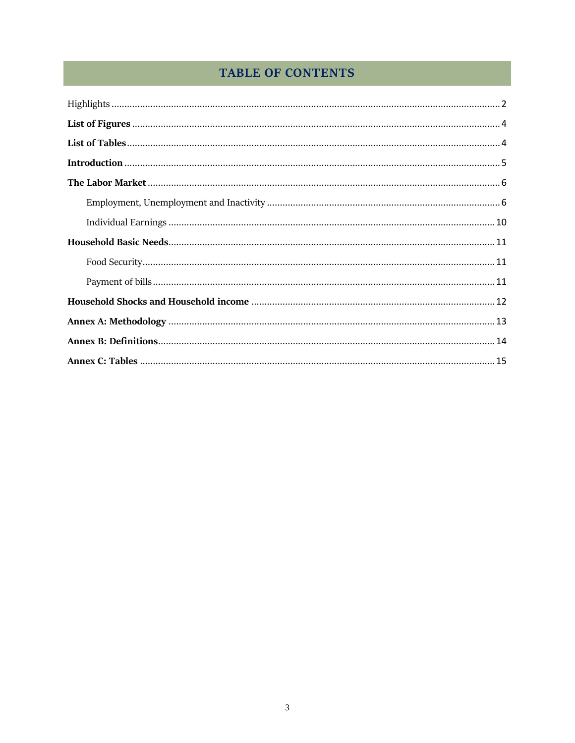# TABLE OF CONTENTS

Highlights ........................................................................................................................................ 2

**List of Figures** ................................................................................................................................ 4

**List of Tables** .................................................................................................................................. 4

**Introduction** ................................................................................................................................... 5

**The Labor Market** ........................................................................................................................... 6

  Employment, Unemployment and Inactivity ......................................................................................... 6

  Individual Earnings ............................................................................................................................ 10

**Household Basic Needs** .................................................................................................................. 11

  Food Security ..................................................................................................................................... 11

  Payment of bills .................................................................................................................................. 11

**Household Shocks and Household income** ...................................................................................... 12

**Annex A: Methodology** ................................................................................................................... 13

**Annex B: Definitions** ...................................................................................................................... 14

**Annex C: Tables** ............................................................................................................................. 15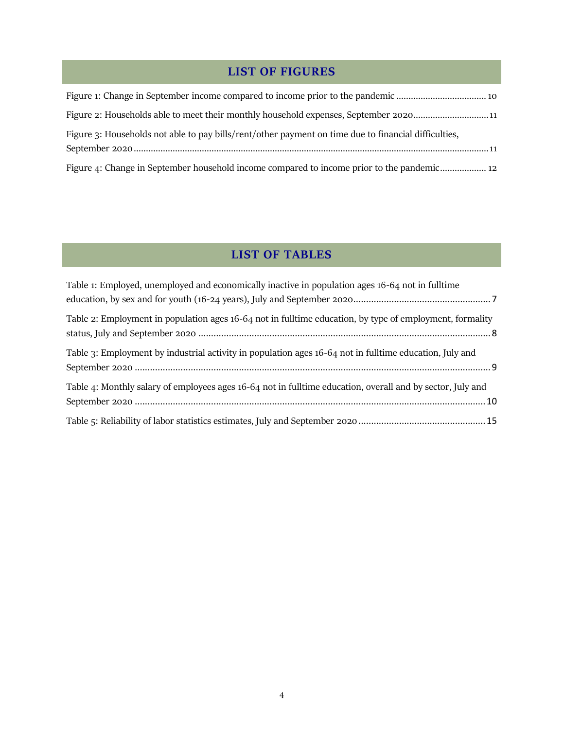## LIST OF FIGURES

Figure 1: Change in September income compared to income prior to the pandemic .................................... 10

Figure 2: Households able to meet their monthly household expenses, September 2020.............................. 11

Figure 3: Households not able to pay bills/rent/other payment on time due to financial difficulties, September 2020............................................................................................................................................ 11

Figure 4: Change in September household income compared to income prior to the pandemic.................. 12

## LIST OF TABLES

Table 1: Employed, unemployed and economically inactive in population ages 16-64 not in fulltime education, by sex and for youth (16-24 years), July and September 2020..................................................... 7

Table 2: Employment in population ages 16-64 not in fulltime education, by type of employment, formality status, July and September 2020 ................................................................................................................. 8

Table 3: Employment by industrial activity in population ages 16-64 not in fulltime education, July and September 2020 ......................................................................................................................................... 9

Table 4: Monthly salary of employees ages 16-64 not in fulltime education, overall and by sector, July and September 2020 ....................................................................................................................................... 10

Table 5: Reliability of labor statistics estimates, July and September 2020 ................................................. 15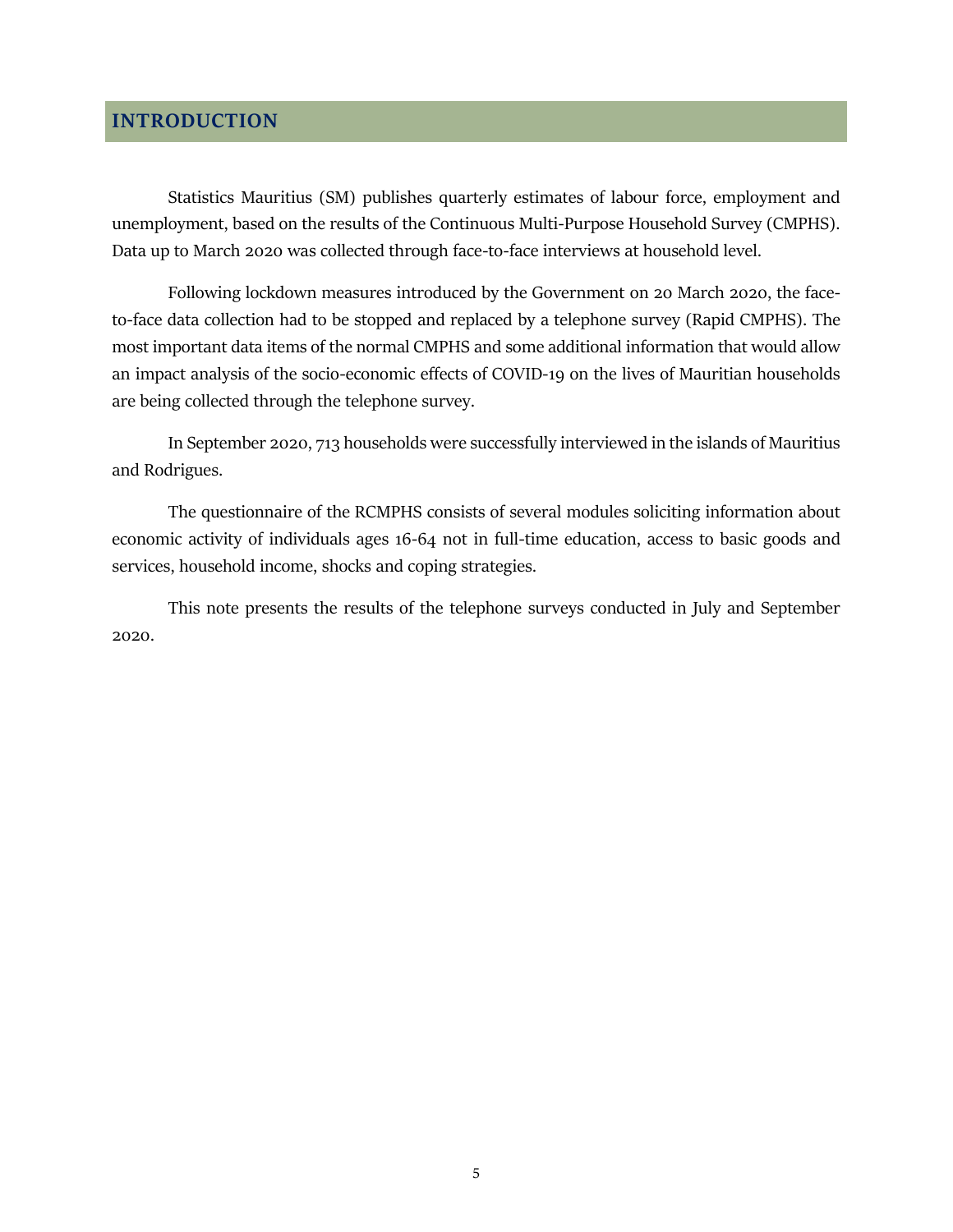# INTRODUCTION

Statistics Mauritius (SM) publishes quarterly estimates of labour force, employment and unemployment, based on the results of the Continuous Multi-Purpose Household Survey (CMPHS). Data up to March 2020 was collected through face-to-face interviews at household level.

Following lockdown measures introduced by the Government on 20 March 2020, the face-to-face data collection had to be stopped and replaced by a telephone survey (Rapid CMPHS). The most important data items of the normal CMPHS and some additional information that would allow an impact analysis of the socio-economic effects of COVID-19 on the lives of Mauritian households are being collected through the telephone survey.

In September 2020, 713 households were successfully interviewed in the islands of Mauritius and Rodrigues.

The questionnaire of the RCMPHS consists of several modules soliciting information about economic activity of individuals ages 16-64 not in full-time education, access to basic goods and services, household income, shocks and coping strategies.

This note presents the results of the telephone surveys conducted in July and September 2020.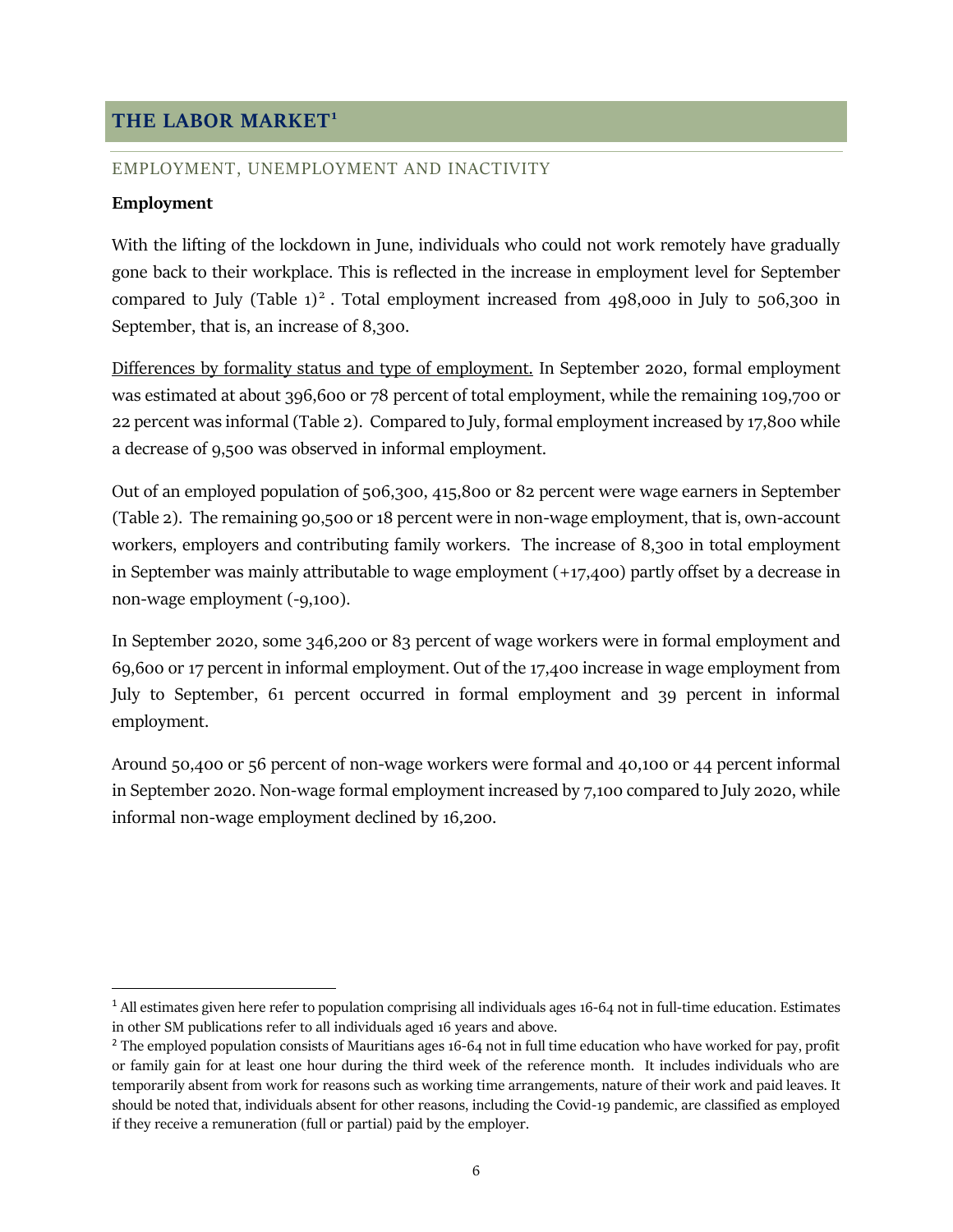# THE LABOR MARKET[1]

## EMPLOYMENT, UNEMPLOYMENT AND INACTIVITY

**Employment**

With the lifting of the lockdown in June, individuals who could not work remotely have gradually gone back to their workplace. This is reflected in the increase in employment level for September compared to July (Table 1)[2]. Total employment increased from 498,000 in July to 506,300 in September, that is, an increase of 8,300.

Differences by formality status and type of employment. In September 2020, formal employment was estimated at about 396,600 or 78 percent of total employment, while the remaining 109,700 or 22 percent was informal (Table 2). Compared to July, formal employment increased by 17,800 while a decrease of 9,500 was observed in informal employment.

Out of an employed population of 506,300, 415,800 or 82 percent were wage earners in September (Table 2). The remaining 90,500 or 18 percent were in non-wage employment, that is, own-account workers, employers and contributing family workers. The increase of 8,300 in total employment in September was mainly attributable to wage employment (+17,400) partly offset by a decrease in non-wage employment (-9,100).

In September 2020, some 346,200 or 83 percent of wage workers were in formal employment and 69,600 or 17 percent in informal employment. Out of the 17,400 increase in wage employment from July to September, 61 percent occurred in formal employment and 39 percent in informal employment.

Around 50,400 or 56 percent of non-wage workers were formal and 40,100 or 44 percent informal in September 2020. Non-wage formal employment increased by 7,100 compared to July 2020, while informal non-wage employment declined by 16,200.

---

[1] All estimates given here refer to population comprising all individuals ages 16-64 not in full-time education. Estimates in other SM publications refer to all individuals aged 16 years and above.

[2] The employed population consists of Mauritians ages 16-64 not in full time education who have worked for pay, profit or family gain for at least one hour during the third week of the reference month. It includes individuals who are temporarily absent from work for reasons such as working time arrangements, nature of their work and paid leaves. It should be noted that, individuals absent for other reasons, including the Covid-19 pandemic, are classified as employed if they receive a remuneration (full or partial) paid by the employer.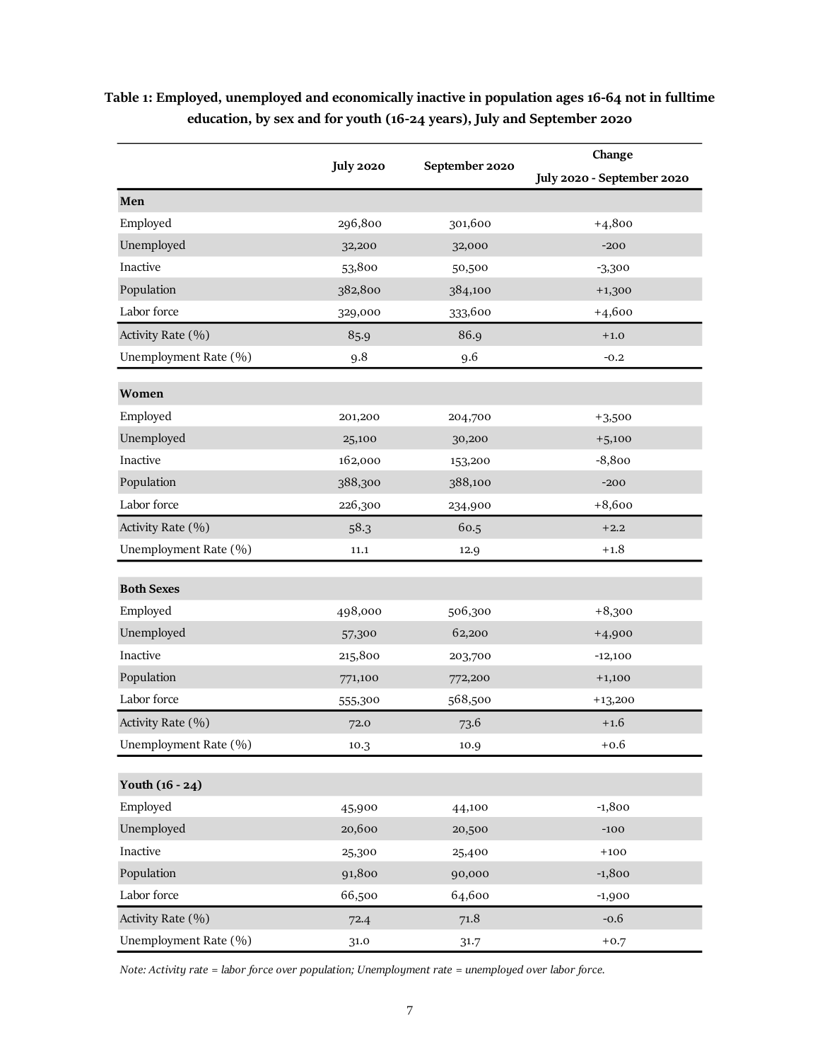**Table 1: Employed, unemployed and economically inactive in population ages 16-64 not in fulltime education, by sex and for youth (16-24 years), July and September 2020**

| | July 2020 | September 2020 | Change<br>July 2020 - September 2020 |
|---|---|---|---|
| **Men** | | | |
| Employed | 296,800 | 301,600 | +4,800 |
| Unemployed | 32,200 | 32,000 | -200 |
| Inactive | 53,800 | 50,500 | -3,300 |
| Population | 382,800 | 384,100 | +1,300 |
| Labor force | 329,000 | 333,600 | +4,600 |
| Activity Rate (%) | 85.9 | 86.9 | +1.0 |
| Unemployment Rate (%) | 9.8 | 9.6 | -0.2 |
| **Women** | | | |
| Employed | 201,200 | 204,700 | +3,500 |
| Unemployed | 25,100 | 30,200 | +5,100 |
| Inactive | 162,000 | 153,200 | -8,800 |
| Population | 388,300 | 388,100 | -200 |
| Labor force | 226,300 | 234,900 | +8,600 |
| Activity Rate (%) | 58.3 | 60.5 | +2.2 |
| Unemployment Rate (%) | 11.1 | 12.9 | +1.8 |
| **Both Sexes** | | | |
| Employed | 498,000 | 506,300 | +8,300 |
| Unemployed | 57,300 | 62,200 | +4,900 |
| Inactive | 215,800 | 203,700 | -12,100 |
| Population | 771,100 | 772,200 | +1,100 |
| Labor force | 555,300 | 568,500 | +13,200 |
| Activity Rate (%) | 72.0 | 73.6 | +1.6 |
| Unemployment Rate (%) | 10.3 | 10.9 | +0.6 |
| **Youth (16 - 24)** | | | |
| Employed | 45,900 | 44,100 | -1,800 |
| Unemployed | 20,600 | 20,500 | -100 |
| Inactive | 25,300 | 25,400 | +100 |
| Population | 91,800 | 90,000 | -1,800 |
| Labor force | 66,500 | 64,600 | -1,900 |
| Activity Rate (%) | 72.4 | 71.8 | -0.6 |
| Unemployment Rate (%) | 31.0 | 31.7 | +0.7 |

*Note: Activity rate = labor force over population; Unemployment rate = unemployed over labor force.*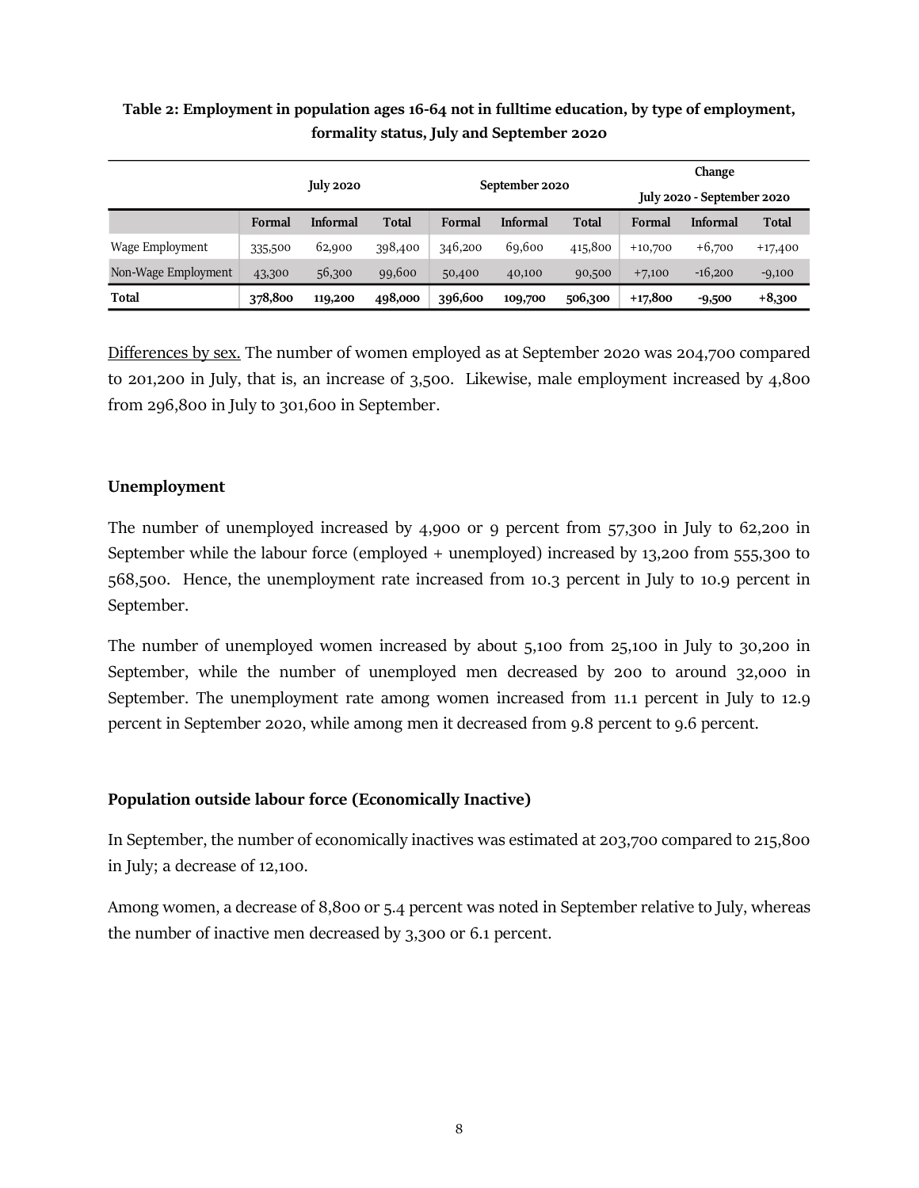**Table 2: Employment in population ages 16-64 not in fulltime education, by type of employment, formality status, July and September 2020**

| | July 2020 | | | September 2020 | | | Change July 2020 - September 2020 | | |
|---|---|---|---|---|---|---|---|---|---|
| | **Formal** | **Informal** | **Total** | **Formal** | **Informal** | **Total** | **Formal** | **Informal** | **Total** |
| Wage Employment | 335,500 | 62,900 | 398,400 | 346,200 | 69,600 | 415,800 | +10,700 | +6,700 | +17,400 |
| Non-Wage Employment | 43,300 | 56,300 | 99,600 | 50,400 | 40,100 | 90,500 | +7,100 | -16,200 | -9,100 |
| **Total** | **378,800** | **119,200** | **498,000** | **396,600** | **109,700** | **506,300** | **+17,800** | **-9,500** | **+8,300** |

Differences by sex. The number of women employed as at September 2020 was 204,700 compared to 201,200 in July, that is, an increase of 3,500. Likewise, male employment increased by 4,800 from 296,800 in July to 301,600 in September.

### Unemployment

The number of unemployed increased by 4,900 or 9 percent from 57,300 in July to 62,200 in September while the labour force (employed + unemployed) increased by 13,200 from 555,300 to 568,500. Hence, the unemployment rate increased from 10.3 percent in July to 10.9 percent in September.

The number of unemployed women increased by about 5,100 from 25,100 in July to 30,200 in September, while the number of unemployed men decreased by 200 to around 32,000 in September. The unemployment rate among women increased from 11.1 percent in July to 12.9 percent in September 2020, while among men it decreased from 9.8 percent to 9.6 percent.

### Population outside labour force (Economically Inactive)

In September, the number of economically inactives was estimated at 203,700 compared to 215,800 in July; a decrease of 12,100.

Among women, a decrease of 8,800 or 5.4 percent was noted in September relative to July, whereas the number of inactive men decreased by 3,300 or 6.1 percent.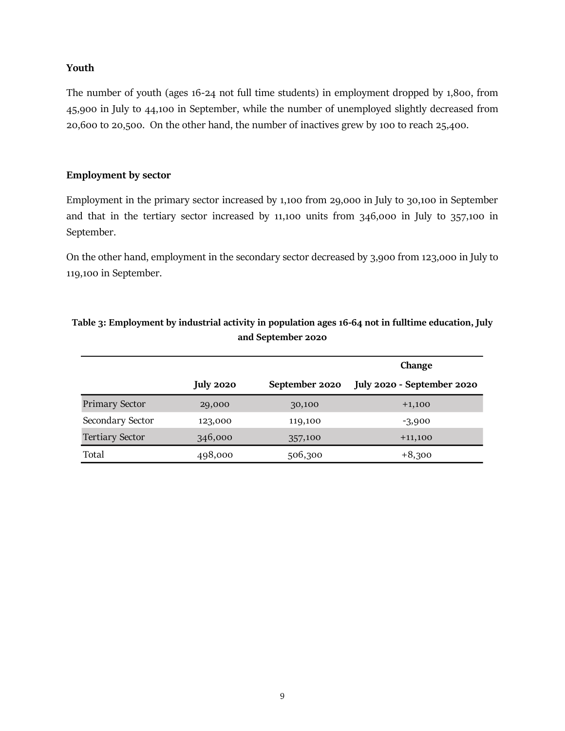### Youth

The number of youth (ages 16-24 not full time students) in employment dropped by 1,800, from 45,900 in July to 44,100 in September, while the number of unemployed slightly decreased from 20,600 to 20,500. On the other hand, the number of inactives grew by 100 to reach 25,400.

### Employment by sector

Employment in the primary sector increased by 1,100 from 29,000 in July to 30,100 in September and that in the tertiary sector increased by 11,100 units from 346,000 in July to 357,100 in September.

On the other hand, employment in the secondary sector decreased by 3,900 from 123,000 in July to 119,100 in September.

**Table 3: Employment by industrial activity in population ages 16-64 not in fulltime education, July and September 2020**

| | July 2020 | September 2020 | Change July 2020 - September 2020 |
|---|---|---|---|
| Primary Sector | 29,000 | 30,100 | +1,100 |
| Secondary Sector | 123,000 | 119,100 | -3,900 |
| Tertiary Sector | 346,000 | 357,100 | +11,100 |
| Total | 498,000 | 506,300 | +8,300 |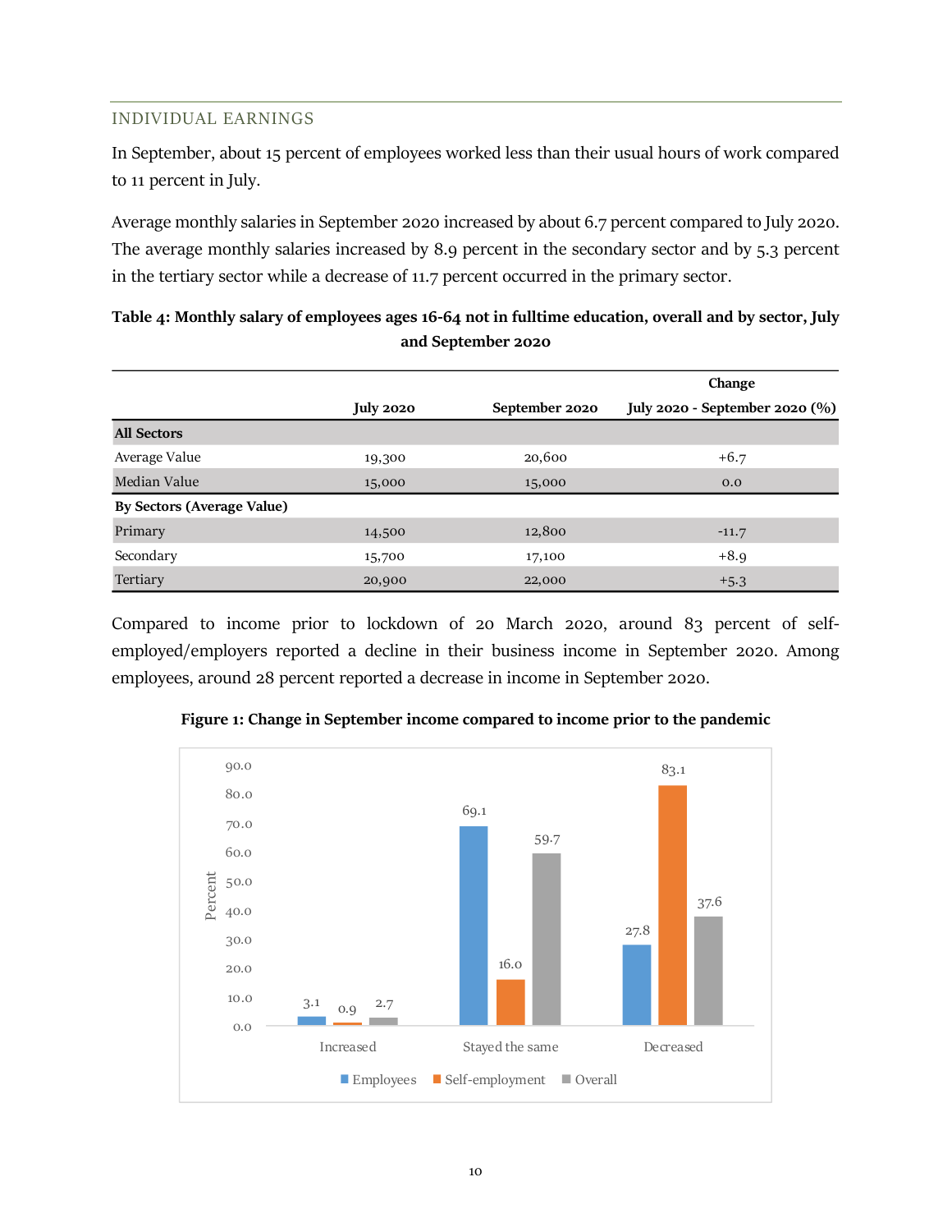## INDIVIDUAL EARNINGS

In September, about 15 percent of employees worked less than their usual hours of work compared to 11 percent in July.

Average monthly salaries in September 2020 increased by about 6.7 percent compared to July 2020. The average monthly salaries increased by 8.9 percent in the secondary sector and by 5.3 percent in the tertiary sector while a decrease of 11.7 percent occurred in the primary sector.

**Table 4: Monthly salary of employees ages 16-64 not in fulltime education, overall and by sector, July and September 2020**

| | July 2020 | September 2020 | Change July 2020 - September 2020 (%) |
|---|---|---|---|
| **All Sectors** | | | |
| Average Value | 19,300 | 20,600 | +6.7 |
| Median Value | 15,000 | 15,000 | 0.0 |
| **By Sectors (Average Value)** | | | |
| Primary | 14,500 | 12,800 | -11.7 |
| Secondary | 15,700 | 17,100 | +8.9 |
| Tertiary | 20,900 | 22,000 | +5.3 |

Compared to income prior to lockdown of 20 March 2020, around 83 percent of self-employed/employers reported a decline in their business income in September 2020. Among employees, around 28 percent reported a decrease in income in September 2020.

**Figure 1: Change in September income compared to income prior to the pandemic**

| | Employees | Self-employment | Overall |
|---|---|---|---|
| Increased | 3.1 | 0.9 | 2.7 |
| Stayed the same | 69.1 | 16.0 | 59.7 |
| Decreased | 27.8 | 83.1 | 37.6 |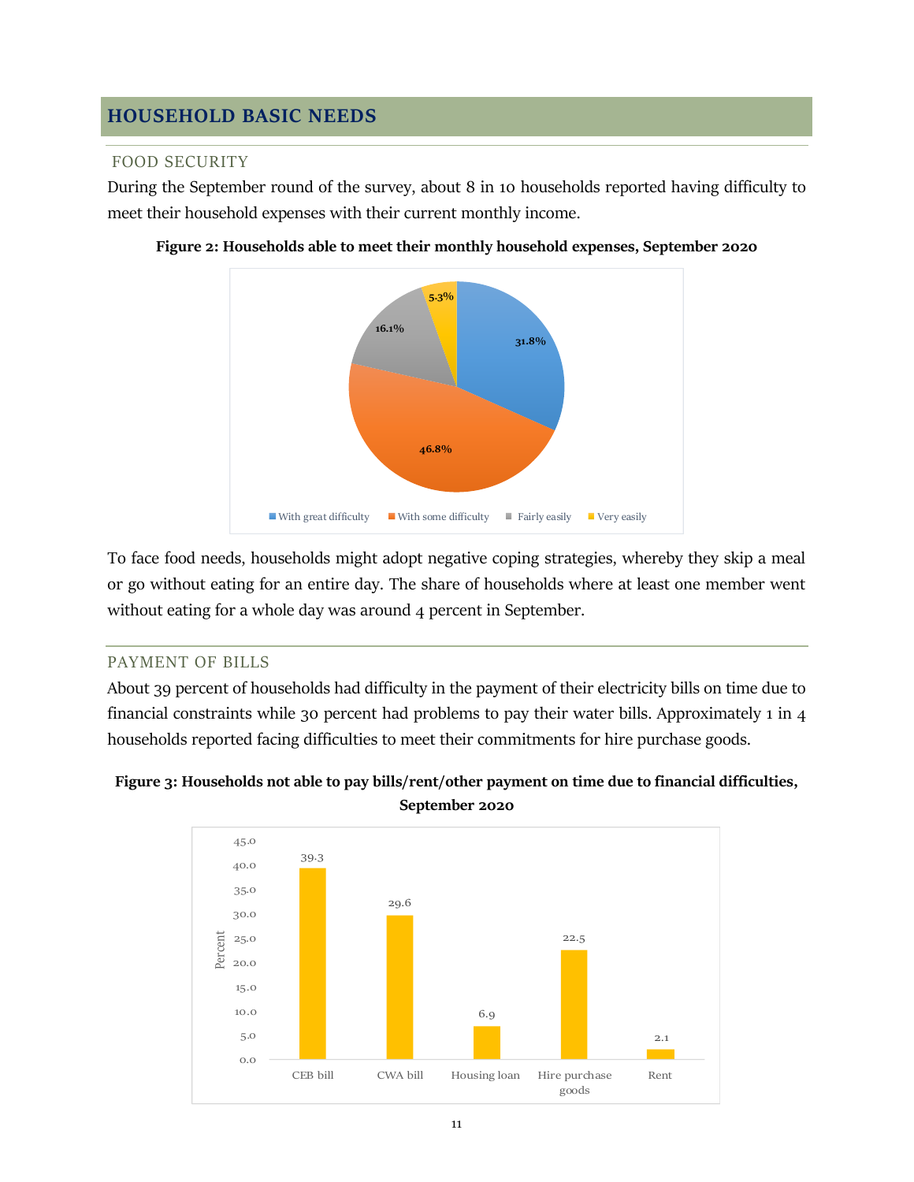# HOUSEHOLD BASIC NEEDS

## FOOD SECURITY

During the September round of the survey, about 8 in 10 households reported having difficulty to meet their household expenses with their current monthly income.

**Figure 2: Households able to meet their monthly household expenses, September 2020**

| Category | Percent |
|---|---|
| With great difficulty | 31.8% |
| With some difficulty | 46.8% |
| Fairly easily | 16.1% |
| Very easily | 5.3% |

To face food needs, households might adopt negative coping strategies, whereby they skip a meal or go without eating for an entire day. The share of households where at least one member went without eating for a whole day was around 4 percent in September.

## PAYMENT OF BILLS

About 39 percent of households had difficulty in the payment of their electricity bills on time due to financial constraints while 30 percent had problems to pay their water bills. Approximately 1 in 4 households reported facing difficulties to meet their commitments for hire purchase goods.

**Figure 3: Households not able to pay bills/rent/other payment on time due to financial difficulties, September 2020**

| Payment | Percent |
|---|---|
| CEB bill | 39.3 |
| CWA bill | 29.6 |
| Housing loan | 6.9 |
| Hire purchase goods | 22.5 |
| Rent | 2.1 |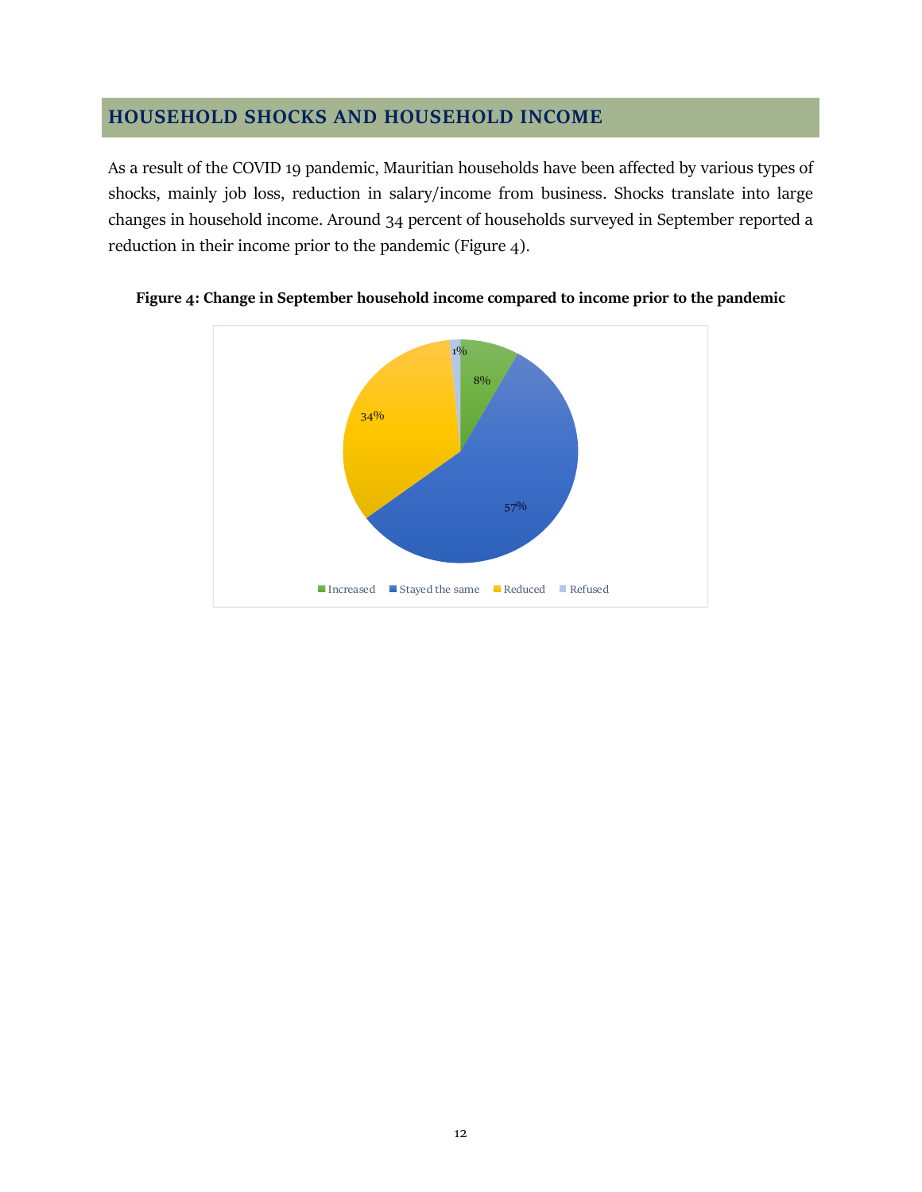## HOUSEHOLD SHOCKS AND HOUSEHOLD INCOME

As a result of the COVID 19 pandemic, Mauritian households have been affected by various types of shocks, mainly job loss, reduction in salary/income from business. Shocks translate into large changes in household income. Around 34 percent of households surveyed in September reported a reduction in their income prior to the pandemic (Figure 4).

**Figure 4: Change in September household income compared to income prior to the pandemic**

| Category | Share |
|---|---|
| Increased | 8% |
| Stayed the same | 57% |
| Reduced | 34% |
| Refused | 1% |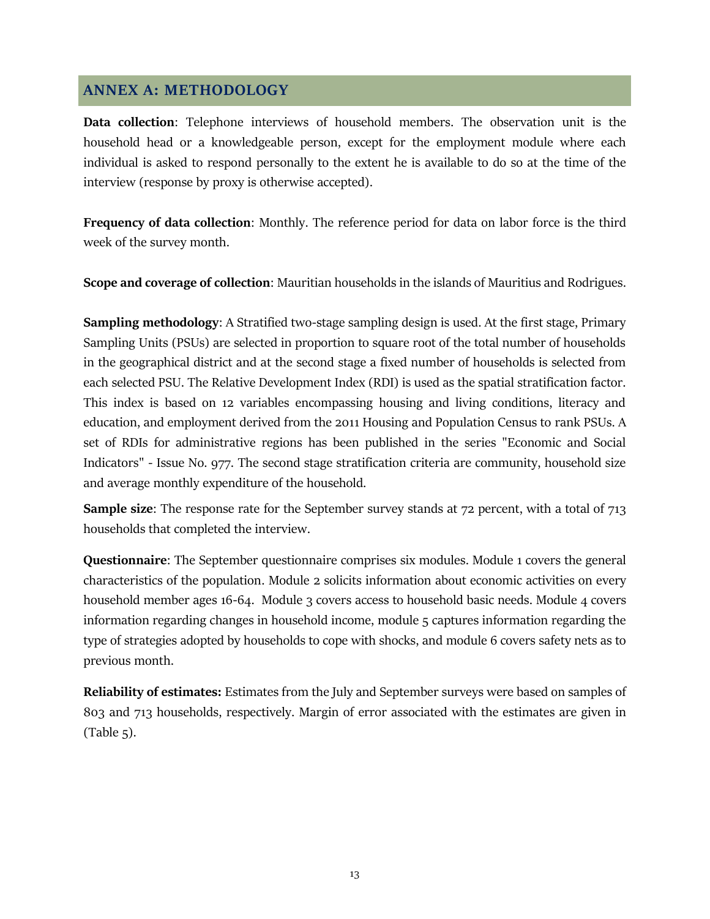## ANNEX A: METHODOLOGY

**Data collection**: Telephone interviews of household members. The observation unit is the household head or a knowledgeable person, except for the employment module where each individual is asked to respond personally to the extent he is available to do so at the time of the interview (response by proxy is otherwise accepted).

**Frequency of data collection**: Monthly. The reference period for data on labor force is the third week of the survey month.

**Scope and coverage of collection**: Mauritian households in the islands of Mauritius and Rodrigues.

**Sampling methodology**: A Stratified two-stage sampling design is used. At the first stage, Primary Sampling Units (PSUs) are selected in proportion to square root of the total number of households in the geographical district and at the second stage a fixed number of households is selected from each selected PSU. The Relative Development Index (RDI) is used as the spatial stratification factor. This index is based on 12 variables encompassing housing and living conditions, literacy and education, and employment derived from the 2011 Housing and Population Census to rank PSUs. A set of RDIs for administrative regions has been published in the series "Economic and Social Indicators" - Issue No. 977. The second stage stratification criteria are community, household size and average monthly expenditure of the household.

**Sample size**: The response rate for the September survey stands at 72 percent, with a total of 713 households that completed the interview.

**Questionnaire**: The September questionnaire comprises six modules. Module 1 covers the general characteristics of the population. Module 2 solicits information about economic activities on every household member ages 16-64. Module 3 covers access to household basic needs. Module 4 covers information regarding changes in household income, module 5 captures information regarding the type of strategies adopted by households to cope with shocks, and module 6 covers safety nets as to previous month.

**Reliability of estimates:** Estimates from the July and September surveys were based on samples of 803 and 713 households, respectively. Margin of error associated with the estimates are given in (Table 5).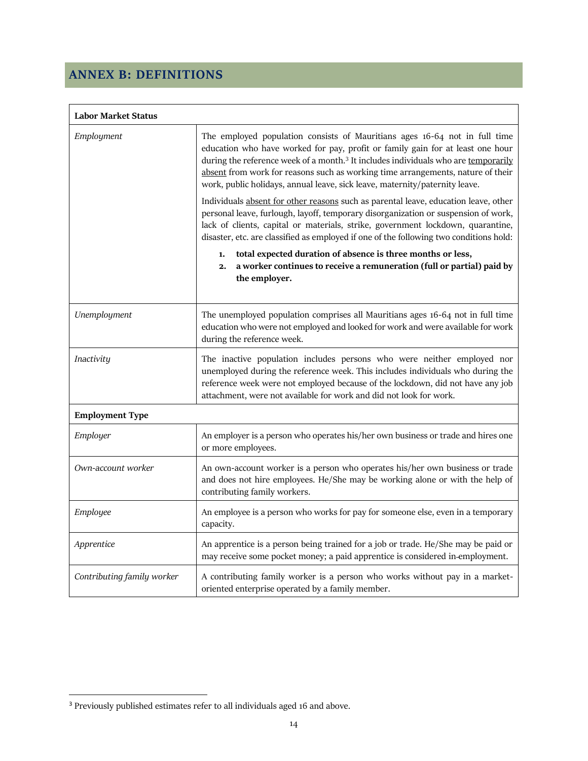## ANNEX B: DEFINITIONS

| **Labor Market Status** | |
|---|---|
| *Employment* | The employed population consists of Mauritians ages 16-64 not in full time education who have worked for pay, profit or family gain for at least one hour during the reference week of a month.[3] It includes individuals who are temporarily absent from work for reasons such as working time arrangements, nature of their work, public holidays, annual leave, sick leave, maternity/paternity leave.<br><br>Individuals absent for other reasons such as parental leave, education leave, other personal leave, furlough, layoff, temporary disorganization or suspension of work, lack of clients, capital or materials, strike, government lockdown, quarantine, disaster, etc. are classified as employed if one of the following two conditions hold:<br><br>1. **total expected duration of absence is three months or less,**<br>2. **a worker continues to receive a remuneration (full or partial) paid by the employer.** |
| *Unemployment* | The unemployed population comprises all Mauritians ages 16-64 not in full time education who were not employed and looked for work and were available for work during the reference week. |
| *Inactivity* | The inactive population includes persons who were neither employed nor unemployed during the reference week. This includes individuals who during the reference week were not employed because of the lockdown, did not have any job attachment, were not available for work and did not look for work. |
| **Employment Type** | |
| *Employer* | An employer is a person who operates his/her own business or trade and hires one or more employees. |
| *Own-account worker* | An own-account worker is a person who operates his/her own business or trade and does not hire employees. He/She may be working alone or with the help of contributing family workers. |
| *Employee* | An employee is a person who works for pay for someone else, even in a temporary capacity. |
| *Apprentice* | An apprentice is a person being trained for a job or trade. He/She may be paid or may receive some pocket money; a paid apprentice is considered in-employment. |
| *Contributing family worker* | A contributing family worker is a person who works without pay in a market-oriented enterprise operated by a family member. |

[3] Previously published estimates refer to all individuals aged 16 and above.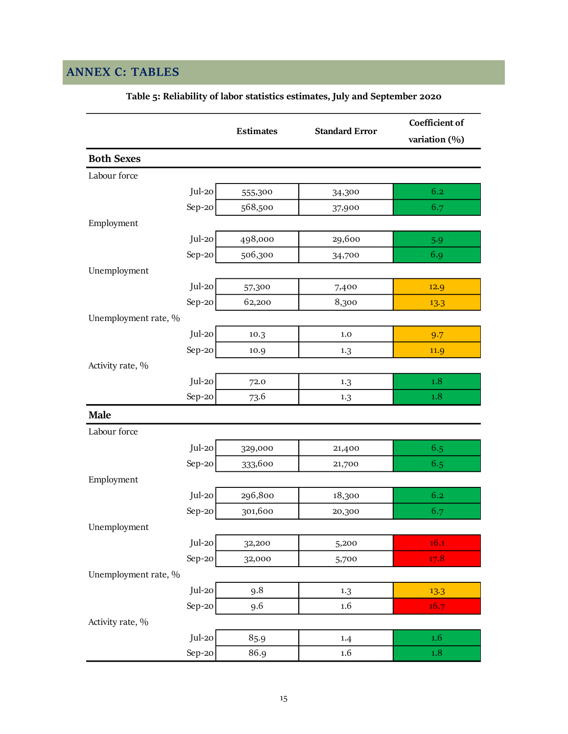## ANNEX C: TABLES

**Table 5: Reliability of labor statistics estimates, July and September 2020**

| | | Estimates | Standard Error | Coefficient of variation (%) |
|---|---|---|---|---|
| **Both Sexes** | | | | |
| Labour force | | | | |
| | Jul-20 | 555,300 | 34,300 | 6.2 |
| | Sep-20 | 568,500 | 37,900 | 6.7 |
| Employment | | | | |
| | Jul-20 | 498,000 | 29,600 | 5.9 |
| | Sep-20 | 506,300 | 34,700 | 6.9 |
| Unemployment | | | | |
| | Jul-20 | 57,300 | 7,400 | 12.9 |
| | Sep-20 | 62,200 | 8,300 | 13.3 |
| Unemployment rate, % | | | | |
| | Jul-20 | 10.3 | 1.0 | 9.7 |
| | Sep-20 | 10.9 | 1.3 | 11.9 |
| Activity rate, % | | | | |
| | Jul-20 | 72.0 | 1.3 | 1.8 |
| | Sep-20 | 73.6 | 1.3 | 1.8 |
| **Male** | | | | |
| Labour force | | | | |
| | Jul-20 | 329,000 | 21,400 | 6.5 |
| | Sep-20 | 333,600 | 21,700 | 6.5 |
| Employment | | | | |
| | Jul-20 | 296,800 | 18,300 | 6.2 |
| | Sep-20 | 301,600 | 20,300 | 6.7 |
| Unemployment | | | | |
| | Jul-20 | 32,200 | 5,200 | 16.1 |
| | Sep-20 | 32,000 | 5,700 | 17.8 |
| Unemployment rate, % | | | | |
| | Jul-20 | 9.8 | 1.3 | 13.3 |
| | Sep-20 | 9.6 | 1.6 | 16.7 |
| Activity rate, % | | | | |
| | Jul-20 | 85.9 | 1.4 | 1.6 |
| | Sep-20 | 86.9 | 1.6 | 1.8 |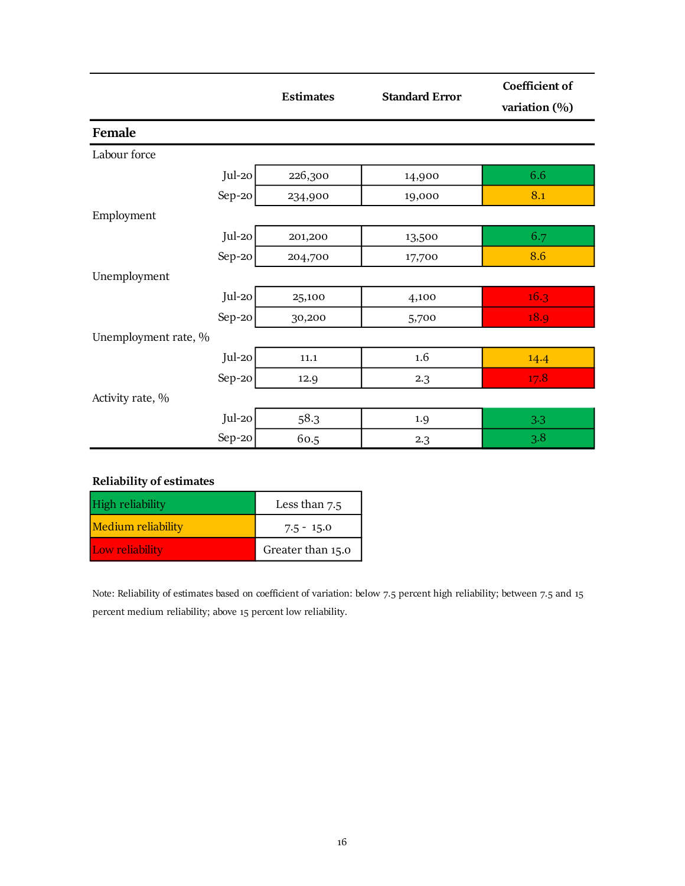| | | Estimates | Standard Error | Coefficient of variation (%) |
|---|---|---|---|---|
| **Female** | | | | |
| Labour force | | | | |
| | Jul-20 | 226,300 | 14,900 | 6.6 |
| | Sep-20 | 234,900 | 19,000 | 8.1 |
| Employment | | | | |
| | Jul-20 | 201,200 | 13,500 | 6.7 |
| | Sep-20 | 204,700 | 17,700 | 8.6 |
| Unemployment | | | | |
| | Jul-20 | 25,100 | 4,100 | 16.3 |
| | Sep-20 | 30,200 | 5,700 | 18.9 |
| Unemployment rate, % | | | | |
| | Jul-20 | 11.1 | 1.6 | 14.4 |
| | Sep-20 | 12.9 | 2.3 | 17.8 |
| Activity rate, % | | | | |
| | Jul-20 | 58.3 | 1.9 | 3.3 |
| | Sep-20 | 60.5 | 2.3 | 3.8 |

**Reliability of estimates**

| | |
|---|---|
| High reliability | Less than 7.5 |
| Medium reliability | 7.5 - 15.0 |
| Low reliability | Greater than 15.0 |

Note: Reliability of estimates based on coefficient of variation: below 7.5 percent high reliability; between 7.5 and 15 percent medium reliability; above 15 percent low reliability.